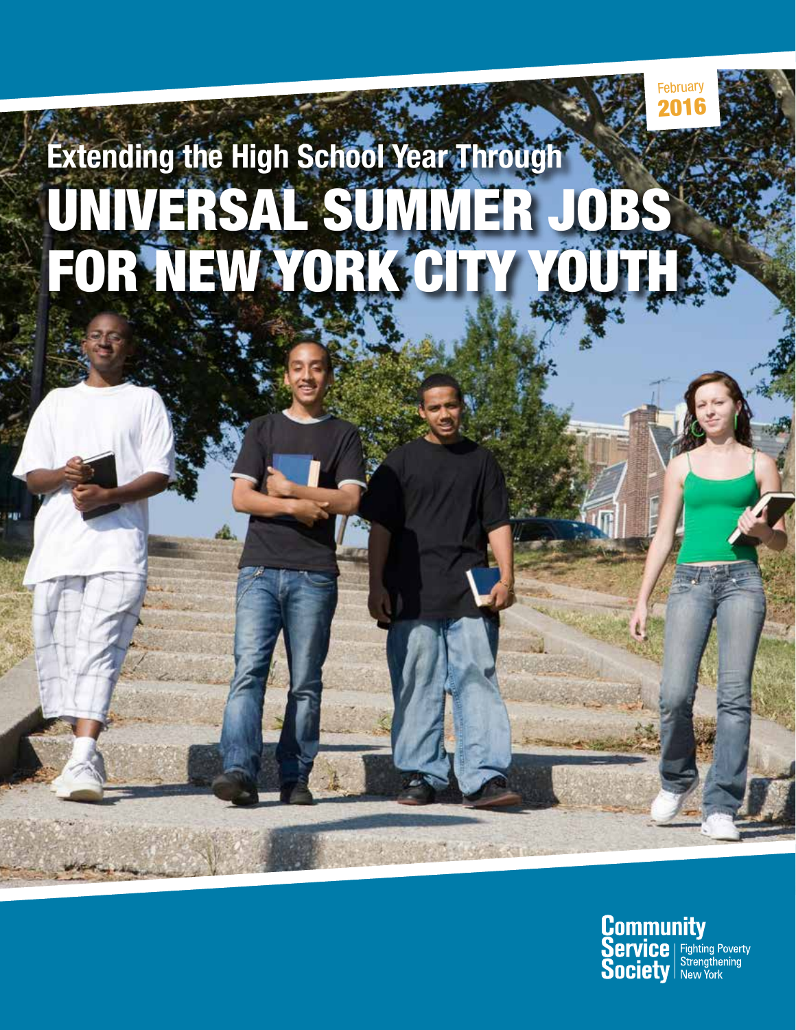February
2016

# Extending the High School Year Through UNIVERSAL SUMMER JOBS FOR NEW YORK CITY YOUTH

Community Service Society | Fighting Poverty Strengthening New York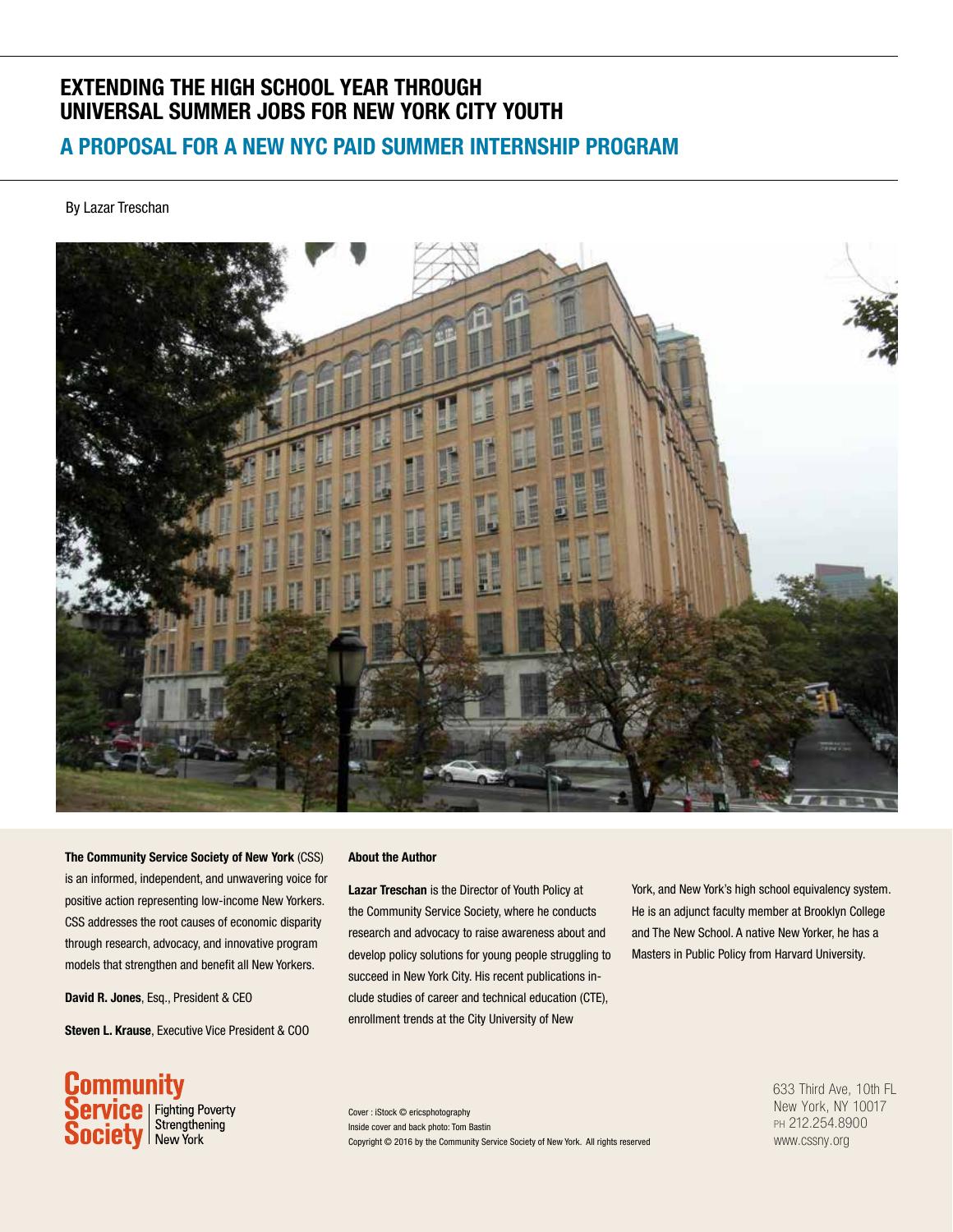# EXTENDING THE HIGH SCHOOL YEAR THROUGH UNIVERSAL SUMMER JOBS FOR NEW YORK CITY YOUTH

## A PROPOSAL FOR A NEW NYC PAID SUMMER INTERNSHIP PROGRAM

By Lazar Treschan

**The Community Service Society of New York** (CSS) is an informed, independent, and unwavering voice for positive action representing low-income New Yorkers. CSS addresses the root causes of economic disparity through research, advocacy, and innovative program models that strengthen and benefit all New Yorkers.

**David R. Jones**, Esq., President & CEO

**Steven L. Krause**, Executive Vice President & COO

**About the Author**

**Lazar Treschan** is the Director of Youth Policy at the Community Service Society, where he conducts research and advocacy to raise awareness about and develop policy solutions for young people struggling to succeed in New York City. His recent publications include studies of career and technical education (CTE), enrollment trends at the City University of New York, and New York's high school equivalency system. He is an adjunct faculty member at Brooklyn College and The New School. A native New Yorker, he has a Masters in Public Policy from Harvard University.

Community Service Society | Fighting Poverty Strengthening New York

Cover : iStock © ericsphotography
Inside cover and back photo: Tom Bastin
Copyright © 2016 by the Community Service Society of New York. All rights reserved

633 Third Ave, 10th FL
New York, NY 10017
PH 212.254.8900
www.cssny.org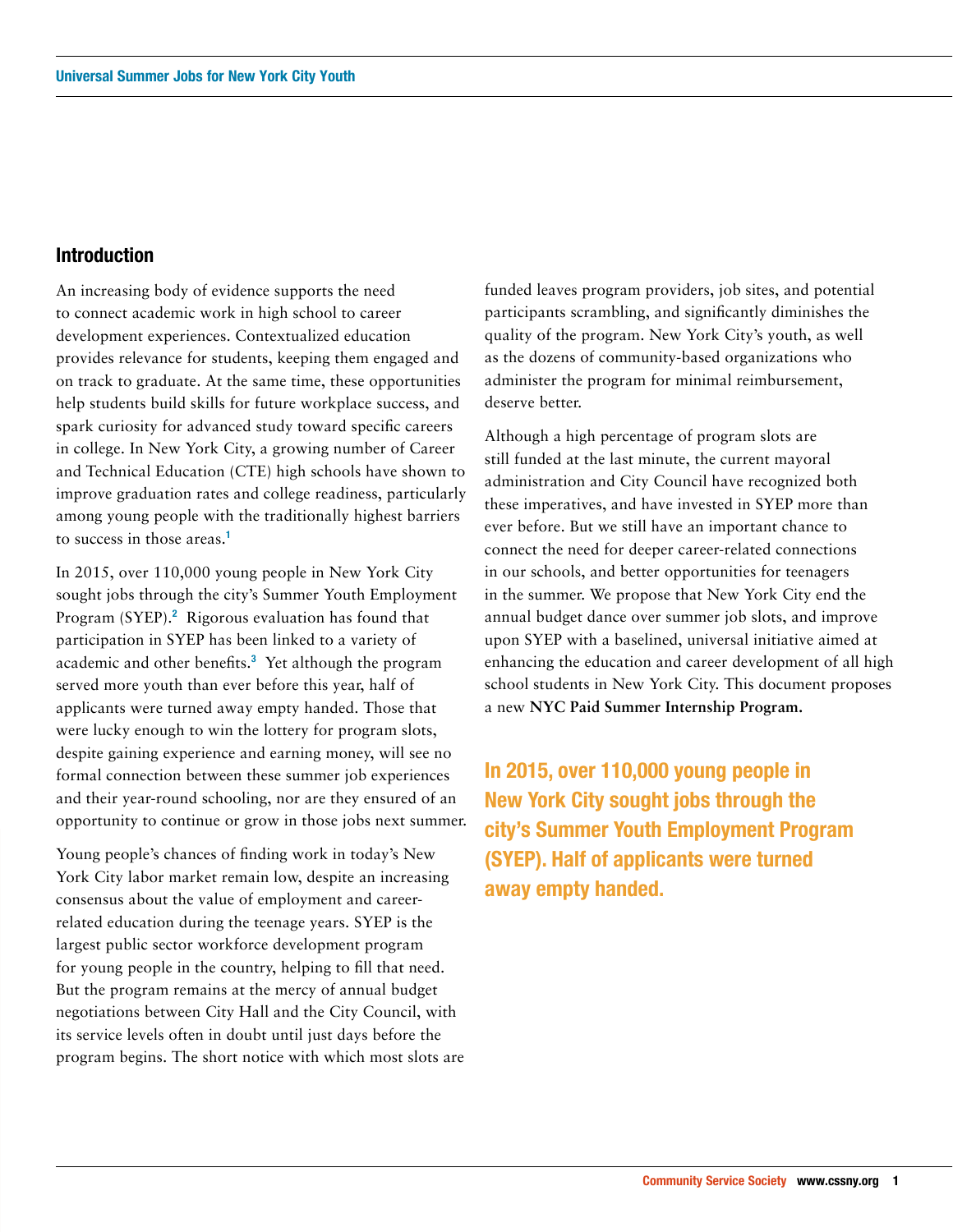## Introduction

An increasing body of evidence supports the need to connect academic work in high school to career development experiences. Contextualized education provides relevance for students, keeping them engaged and on track to graduate. At the same time, these opportunities help students build skills for future workplace success, and spark curiosity for advanced study toward specific careers in college. In New York City, a growing number of Career and Technical Education (CTE) high schools have shown to improve graduation rates and college readiness, particularly among young people with the traditionally highest barriers to success in those areas.[1]

In 2015, over 110,000 young people in New York City sought jobs through the city's Summer Youth Employment Program (SYEP).[2] Rigorous evaluation has found that participation in SYEP has been linked to a variety of academic and other benefits.[3] Yet although the program served more youth than ever before this year, half of applicants were turned away empty handed. Those that were lucky enough to win the lottery for program slots, despite gaining experience and earning money, will see no formal connection between these summer job experiences and their year-round schooling, nor are they ensured of an opportunity to continue or grow in those jobs next summer.

Young people's chances of finding work in today's New York City labor market remain low, despite an increasing consensus about the value of employment and career-related education during the teenage years. SYEP is the largest public sector workforce development program for young people in the country, helping to fill that need. But the program remains at the mercy of annual budget negotiations between City Hall and the City Council, with its service levels often in doubt until just days before the program begins. The short notice with which most slots are funded leaves program providers, job sites, and potential participants scrambling, and significantly diminishes the quality of the program. New York City's youth, as well as the dozens of community-based organizations who administer the program for minimal reimbursement, deserve better.

Although a high percentage of program slots are still funded at the last minute, the current mayoral administration and City Council have recognized both these imperatives, and have invested in SYEP more than ever before. But we still have an important chance to connect the need for deeper career-related connections in our schools, and better opportunities for teenagers in the summer. We propose that New York City end the annual budget dance over summer job slots, and improve upon SYEP with a baselined, universal initiative aimed at enhancing the education and career development of all high school students in New York City. This document proposes a new **NYC Paid Summer Internship Program.**

**In 2015, over 110,000 young people in New York City sought jobs through the city's Summer Youth Employment Program (SYEP). Half of applicants were turned away empty handed.**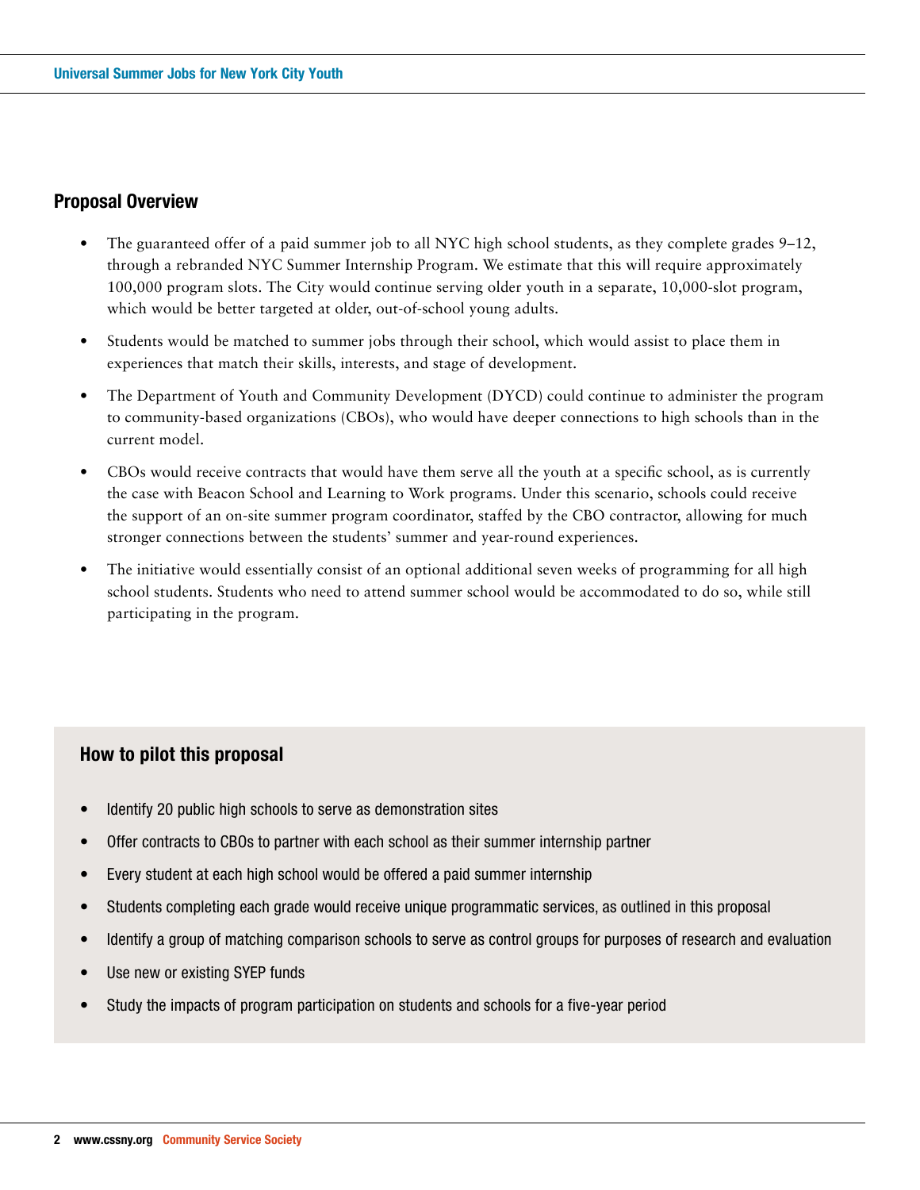## Proposal Overview

- The guaranteed offer of a paid summer job to all NYC high school students, as they complete grades 9–12, through a rebranded NYC Summer Internship Program. We estimate that this will require approximately 100,000 program slots. The City would continue serving older youth in a separate, 10,000-slot program, which would be better targeted at older, out-of-school young adults.
- Students would be matched to summer jobs through their school, which would assist to place them in experiences that match their skills, interests, and stage of development.
- The Department of Youth and Community Development (DYCD) could continue to administer the program to community-based organizations (CBOs), who would have deeper connections to high schools than in the current model.
- CBOs would receive contracts that would have them serve all the youth at a specific school, as is currently the case with Beacon School and Learning to Work programs. Under this scenario, schools could receive the support of an on-site summer program coordinator, staffed by the CBO contractor, allowing for much stronger connections between the students' summer and year-round experiences.
- The initiative would essentially consist of an optional additional seven weeks of programming for all high school students. Students who need to attend summer school would be accommodated to do so, while still participating in the program.

### How to pilot this proposal

- Identify 20 public high schools to serve as demonstration sites
- Offer contracts to CBOs to partner with each school as their summer internship partner
- Every student at each high school would be offered a paid summer internship
- Students completing each grade would receive unique programmatic services, as outlined in this proposal
- Identify a group of matching comparison schools to serve as control groups for purposes of research and evaluation
- Use new or existing SYEP funds
- Study the impacts of program participation on students and schools for a five-year period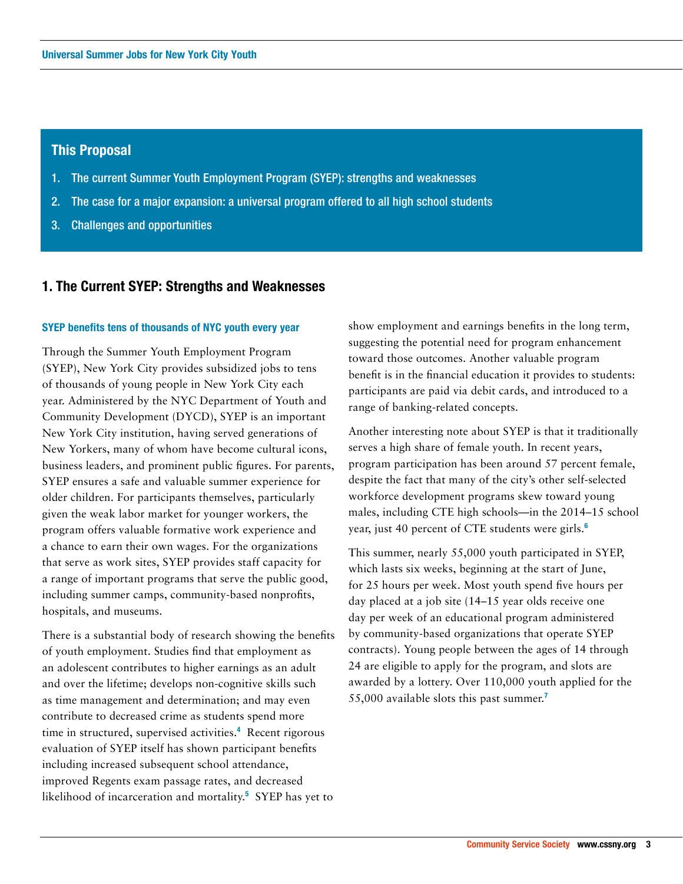## This Proposal

1. The current Summer Youth Employment Program (SYEP): strengths and weaknesses
2. The case for a major expansion: a universal program offered to all high school students
3. Challenges and opportunities

## 1. The Current SYEP: Strengths and Weaknesses

### SYEP benefits tens of thousands of NYC youth every year

Through the Summer Youth Employment Program (SYEP), New York City provides subsidized jobs to tens of thousands of young people in New York City each year. Administered by the NYC Department of Youth and Community Development (DYCD), SYEP is an important New York City institution, having served generations of New Yorkers, many of whom have become cultural icons, business leaders, and prominent public figures. For parents, SYEP ensures a safe and valuable summer experience for older children. For participants themselves, particularly given the weak labor market for younger workers, the program offers valuable formative work experience and a chance to earn their own wages. For the organizations that serve as work sites, SYEP provides staff capacity for a range of important programs that serve the public good, including summer camps, community-based nonprofits, hospitals, and museums.

There is a substantial body of research showing the benefits of youth employment. Studies find that employment as an adolescent contributes to higher earnings as an adult and over the lifetime; develops non-cognitive skills such as time management and determination; and may even contribute to decreased crime as students spend more time in structured, supervised activities.[4] Recent rigorous evaluation of SYEP itself has shown participant benefits including increased subsequent school attendance, improved Regents exam passage rates, and decreased likelihood of incarceration and mortality.[5] SYEP has yet to show employment and earnings benefits in the long term, suggesting the potential need for program enhancement toward those outcomes. Another valuable program benefit is in the financial education it provides to students: participants are paid via debit cards, and introduced to a range of banking-related concepts.

Another interesting note about SYEP is that it traditionally serves a high share of female youth. In recent years, program participation has been around 57 percent female, despite the fact that many of the city's other self-selected workforce development programs skew toward young males, including CTE high schools—in the 2014–15 school year, just 40 percent of CTE students were girls.[6]

This summer, nearly 55,000 youth participated in SYEP, which lasts six weeks, beginning at the start of June, for 25 hours per week. Most youth spend five hours per day placed at a job site (14–15 year olds receive one day per week of an educational program administered by community-based organizations that operate SYEP contracts). Young people between the ages of 14 through 24 are eligible to apply for the program, and slots are awarded by a lottery. Over 110,000 youth applied for the 55,000 available slots this past summer.[7]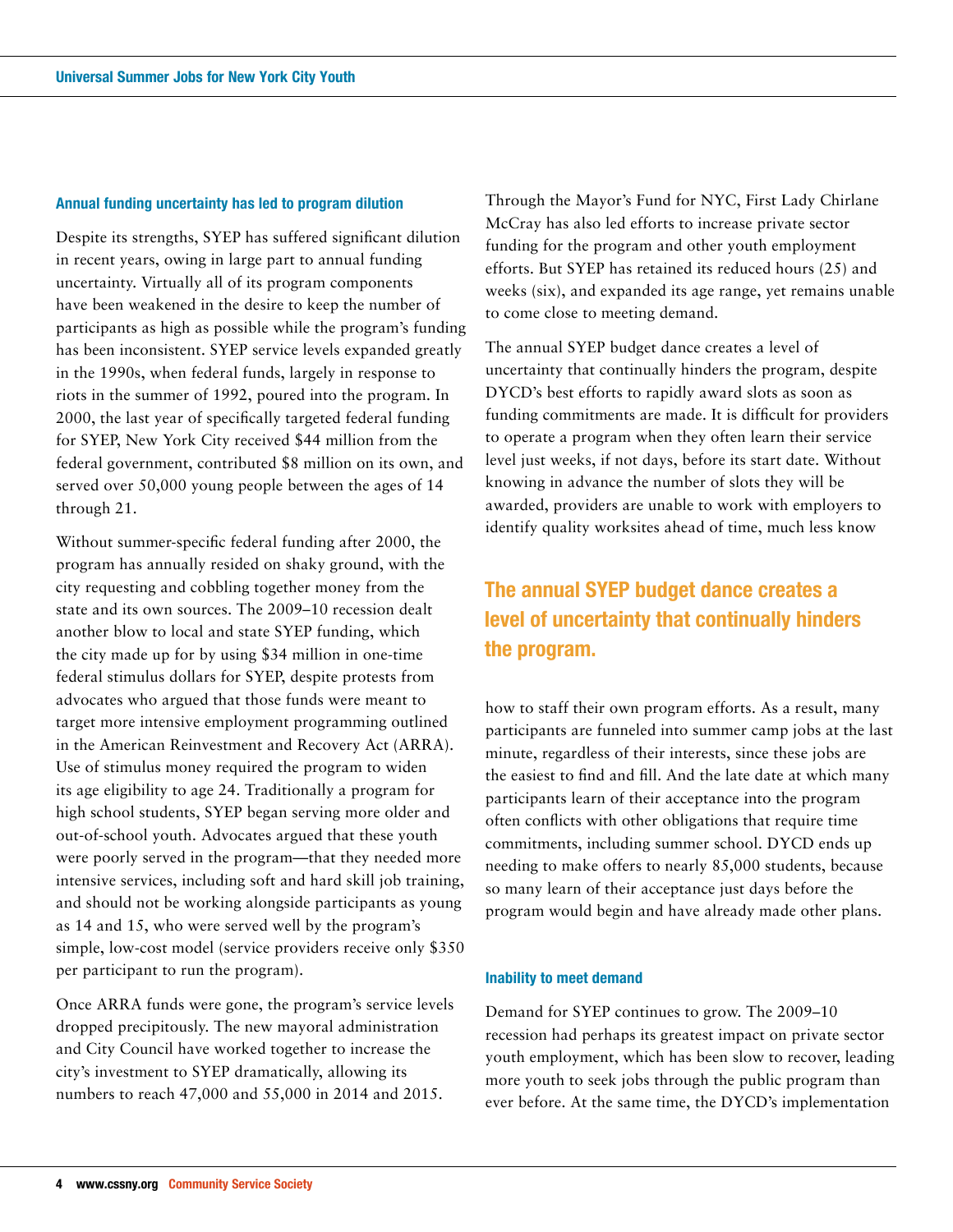### Annual funding uncertainty has led to program dilution

Despite its strengths, SYEP has suffered significant dilution in recent years, owing in large part to annual funding uncertainty. Virtually all of its program components have been weakened in the desire to keep the number of participants as high as possible while the program's funding has been inconsistent. SYEP service levels expanded greatly in the 1990s, when federal funds, largely in response to riots in the summer of 1992, poured into the program. In 2000, the last year of specifically targeted federal funding for SYEP, New York City received $44 million from the federal government, contributed $8 million on its own, and served over 50,000 young people between the ages of 14 through 21.

Without summer-specific federal funding after 2000, the program has annually resided on shaky ground, with the city requesting and cobbling together money from the state and its own sources. The 2009–10 recession dealt another blow to local and state SYEP funding, which the city made up for by using $34 million in one-time federal stimulus dollars for SYEP, despite protests from advocates who argued that those funds were meant to target more intensive employment programming outlined in the American Reinvestment and Recovery Act (ARRA). Use of stimulus money required the program to widen its age eligibility to age 24. Traditionally a program for high school students, SYEP began serving more older and out-of-school youth. Advocates argued that these youth were poorly served in the program—that they needed more intensive services, including soft and hard skill job training, and should not be working alongside participants as young as 14 and 15, who were served well by the program's simple, low-cost model (service providers receive only $350 per participant to run the program).

Once ARRA funds were gone, the program's service levels dropped precipitously. The new mayoral administration and City Council have worked together to increase the city's investment to SYEP dramatically, allowing its numbers to reach 47,000 and 55,000 in 2014 and 2015. Through the Mayor's Fund for NYC, First Lady Chirlane McCray has also led efforts to increase private sector funding for the program and other youth employment efforts. But SYEP has retained its reduced hours (25) and weeks (six), and expanded its age range, yet remains unable to come close to meeting demand.

The annual SYEP budget dance creates a level of uncertainty that continually hinders the program, despite DYCD's best efforts to rapidly award slots as soon as funding commitments are made. It is difficult for providers to operate a program when they often learn their service level just weeks, if not days, before its start date. Without knowing in advance the number of slots they will be awarded, providers are unable to work with employers to identify quality worksites ahead of time, much less know how to staff their own program efforts. As a result, many participants are funneled into summer camp jobs at the last minute, regardless of their interests, since these jobs are the easiest to find and fill. And the late date at which many participants learn of their acceptance into the program often conflicts with other obligations that require time commitments, including summer school. DYCD ends up needing to make offers to nearly 85,000 students, because so many learn of their acceptance just days before the program would begin and have already made other plans.

**The annual SYEP budget dance creates a level of uncertainty that continually hinders the program.**

### Inability to meet demand

Demand for SYEP continues to grow. The 2009–10 recession had perhaps its greatest impact on private sector youth employment, which has been slow to recover, leading more youth to seek jobs through the public program than ever before. At the same time, the DYCD's implementation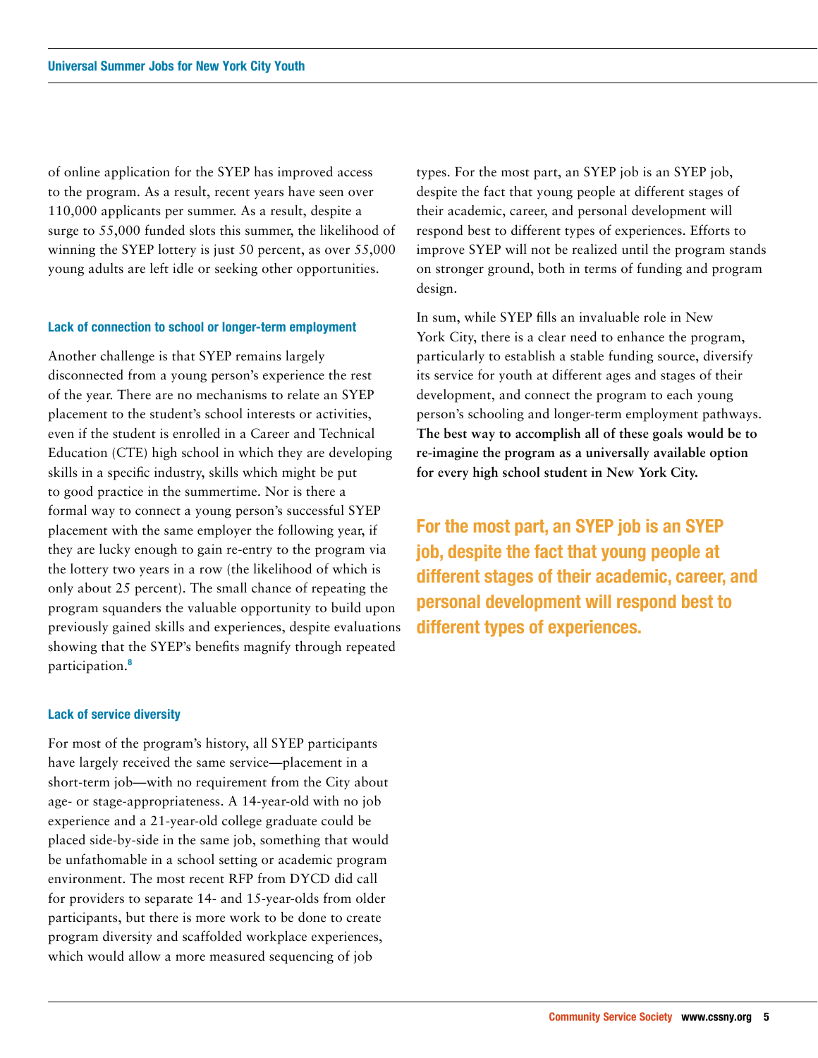of online application for the SYEP has improved access to the program. As a result, recent years have seen over 110,000 applicants per summer. As a result, despite a surge to 55,000 funded slots this summer, the likelihood of winning the SYEP lottery is just 50 percent, as over 55,000 young adults are left idle or seeking other opportunities.

### Lack of connection to school or longer-term employment

Another challenge is that SYEP remains largely disconnected from a young person's experience the rest of the year. There are no mechanisms to relate an SYEP placement to the student's school interests or activities, even if the student is enrolled in a Career and Technical Education (CTE) high school in which they are developing skills in a specific industry, skills which might be put to good practice in the summertime. Nor is there a formal way to connect a young person's successful SYEP placement with the same employer the following year, if they are lucky enough to gain re-entry to the program via the lottery two years in a row (the likelihood of which is only about 25 percent). The small chance of repeating the program squanders the valuable opportunity to build upon previously gained skills and experiences, despite evaluations showing that the SYEP's benefits magnify through repeated participation.[8]

### Lack of service diversity

For most of the program's history, all SYEP participants have largely received the same service—placement in a short-term job—with no requirement from the City about age- or stage-appropriateness. A 14-year-old with no job experience and a 21-year-old college graduate could be placed side-by-side in the same job, something that would be unfathomable in a school setting or academic program environment. The most recent RFP from DYCD did call for providers to separate 14- and 15-year-olds from older participants, but there is more work to be done to create program diversity and scaffolded workplace experiences, which would allow a more measured sequencing of job types. For the most part, an SYEP job is an SYEP job, despite the fact that young people at different stages of their academic, career, and personal development will respond best to different types of experiences. Efforts to improve SYEP will not be realized until the program stands on stronger ground, both in terms of funding and program design.

In sum, while SYEP fills an invaluable role in New York City, there is a clear need to enhance the program, particularly to establish a stable funding source, diversify its service for youth at different ages and stages of their development, and connect the program to each young person's schooling and longer-term employment pathways. **The best way to accomplish all of these goals would be to re-imagine the program as a universally available option for every high school student in New York City.**

> **For the most part, an SYEP job is an SYEP job, despite the fact that young people at different stages of their academic, career, and personal development will respond best to different types of experiences.**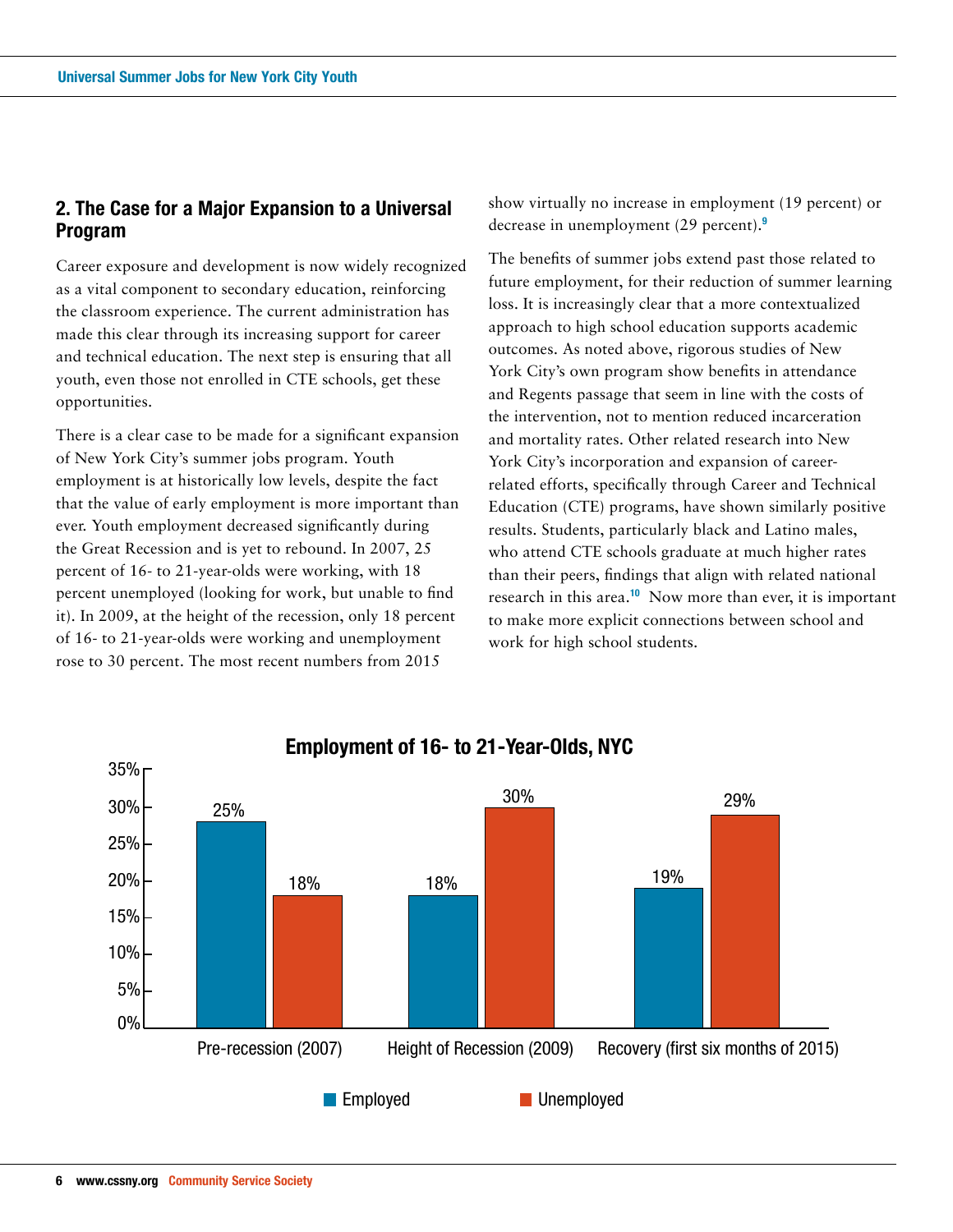## 2. The Case for a Major Expansion to a Universal Program

Career exposure and development is now widely recognized as a vital component to secondary education, reinforcing the classroom experience. The current administration has made this clear through its increasing support for career and technical education. The next step is ensuring that all youth, even those not enrolled in CTE schools, get these opportunities.

There is a clear case to be made for a significant expansion of New York City's summer jobs program. Youth employment is at historically low levels, despite the fact that the value of early employment is more important than ever. Youth employment decreased significantly during the Great Recession and is yet to rebound. In 2007, 25 percent of 16- to 21-year-olds were working, with 18 percent unemployed (looking for work, but unable to find it). In 2009, at the height of the recession, only 18 percent of 16- to 21-year-olds were working and unemployment rose to 30 percent. The most recent numbers from 2015 show virtually no increase in employment (19 percent) or decrease in unemployment (29 percent).[9]

The benefits of summer jobs extend past those related to future employment, for their reduction of summer learning loss. It is increasingly clear that a more contextualized approach to high school education supports academic outcomes. As noted above, rigorous studies of New York City's own program show benefits in attendance and Regents passage that seem in line with the costs of the intervention, not to mention reduced incarceration and mortality rates. Other related research into New York City's incorporation and expansion of career-related efforts, specifically through Career and Technical Education (CTE) programs, have shown similarly positive results. Students, particularly black and Latino males, who attend CTE schools graduate at much higher rates than their peers, findings that align with related national research in this area.[10] Now more than ever, it is important to make more explicit connections between school and work for high school students.

**Employment of 16- to 21-Year-Olds, NYC**

| | Employed | Unemployed |
|---|---|---|
| Pre-recession (2007) | 25% | 18% |
| Height of Recession (2009) | 18% | 30% |
| Recovery (first six months of 2015) | 19% | 29% |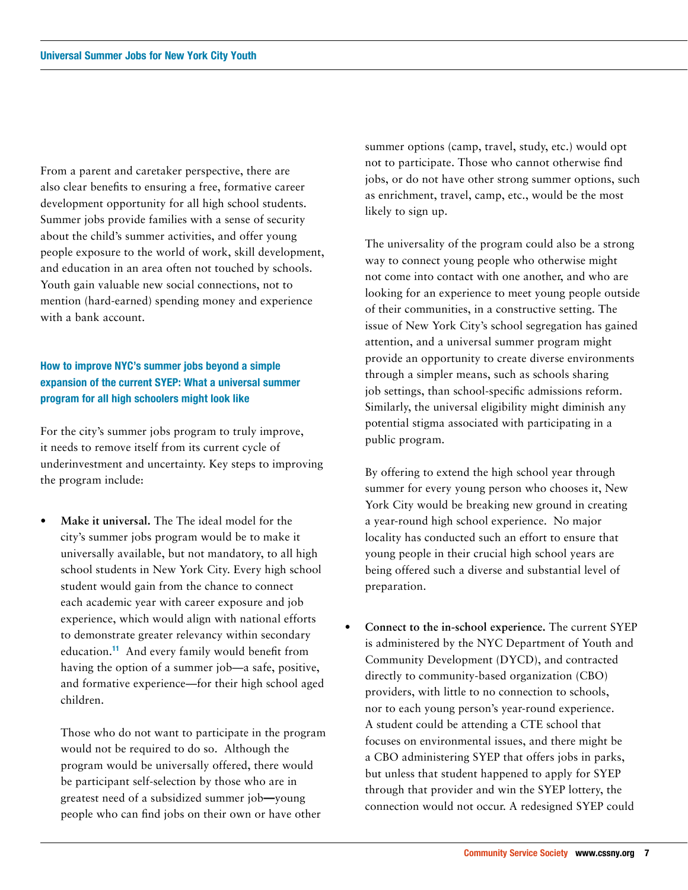From a parent and caretaker perspective, there are also clear benefits to ensuring a free, formative career development opportunity for all high school students. Summer jobs provide families with a sense of security about the child's summer activities, and offer young people exposure to the world of work, skill development, and education in an area often not touched by schools. Youth gain valuable new social connections, not to mention (hard-earned) spending money and experience with a bank account.

### How to improve NYC's summer jobs beyond a simple expansion of the current SYEP: What a universal summer program for all high schoolers might look like

For the city's summer jobs program to truly improve, it needs to remove itself from its current cycle of underinvestment and uncertainty. Key steps to improving the program include:

- **Make it universal.** The The ideal model for the city's summer jobs program would be to make it universally available, but not mandatory, to all high school students in New York City. Every high school student would gain from the chance to connect each academic year with career exposure and job experience, which would align with national efforts to demonstrate greater relevancy within secondary education.[11] And every family would benefit from having the option of a summer job—a safe, positive, and formative experience—for their high school aged children.

  Those who do not want to participate in the program would not be required to do so. Although the program would be universally offered, there would be participant self-selection by those who are in greatest need of a subsidized summer job—young people who can find jobs on their own or have other summer options (camp, travel, study, etc.) would opt not to participate. Those who cannot otherwise find jobs, or do not have other strong summer options, such as enrichment, travel, camp, etc., would be the most likely to sign up.

  The universality of the program could also be a strong way to connect young people who otherwise might not come into contact with one another, and who are looking for an experience to meet young people outside of their communities, in a constructive setting. The issue of New York City's school segregation has gained attention, and a universal summer program might provide an opportunity to create diverse environments through a simpler means, such as schools sharing job settings, than school-specific admissions reform. Similarly, the universal eligibility might diminish any potential stigma associated with participating in a public program.

  By offering to extend the high school year through summer for every young person who chooses it, New York City would be breaking new ground in creating a year-round high school experience. No major locality has conducted such an effort to ensure that young people in their crucial high school years are being offered such a diverse and substantial level of preparation.

- **Connect to the in-school experience.** The current SYEP is administered by the NYC Department of Youth and Community Development (DYCD), and contracted directly to community-based organization (CBO) providers, with little to no connection to schools, nor to each young person's year-round experience. A student could be attending a CTE school that focuses on environmental issues, and there might be a CBO administering SYEP that offers jobs in parks, but unless that student happened to apply for SYEP through that provider and win the SYEP lottery, the connection would not occur. A redesigned SYEP could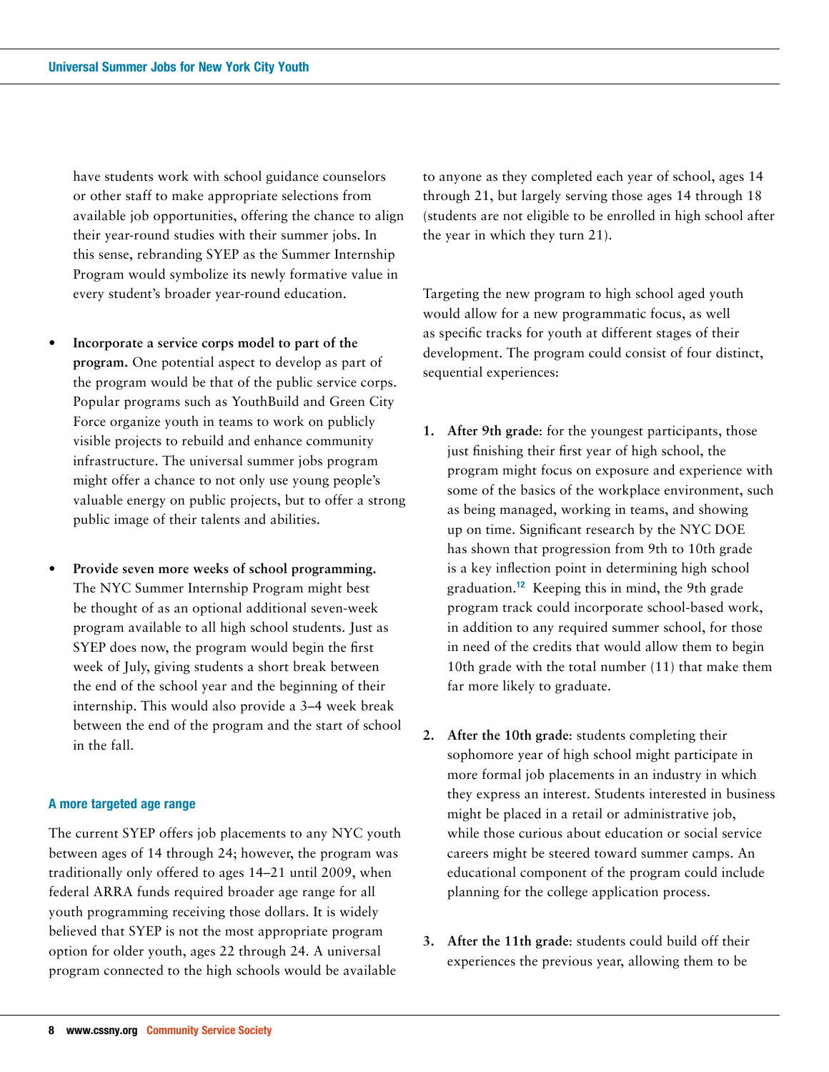have students work with school guidance counselors or other staff to make appropriate selections from available job opportunities, offering the chance to align their year-round studies with their summer jobs. In this sense, rebranding SYEP as the Summer Internship Program would symbolize its newly formative value in every student's broader year-round education.

- **Incorporate a service corps model to part of the program.** One potential aspect to develop as part of the program would be that of the public service corps. Popular programs such as YouthBuild and Green City Force organize youth in teams to work on publicly visible projects to rebuild and enhance community infrastructure. The universal summer jobs program might offer a chance to not only use young people's valuable energy on public projects, but to offer a strong public image of their talents and abilities.

- **Provide seven more weeks of school programming.** The NYC Summer Internship Program might best be thought of as an optional additional seven-week program available to all high school students. Just as SYEP does now, the program would begin the first week of July, giving students a short break between the end of the school year and the beginning of their internship. This would also provide a 3–4 week break between the end of the program and the start of school in the fall.

### A more targeted age range

The current SYEP offers job placements to any NYC youth between ages of 14 through 24; however, the program was traditionally only offered to ages 14–21 until 2009, when federal ARRA funds required broader age range for all youth programming receiving those dollars. It is widely believed that SYEP is not the most appropriate program option for older youth, ages 22 through 24. A universal program connected to the high schools would be available to anyone as they completed each year of school, ages 14 through 21, but largely serving those ages 14 through 18 (students are not eligible to be enrolled in high school after the year in which they turn 21).

Targeting the new program to high school aged youth would allow for a new programmatic focus, as well as specific tracks for youth at different stages of their development. The program could consist of four distinct, sequential experiences:

1. **After 9th grade**: for the youngest participants, those just finishing their first year of high school, the program might focus on exposure and experience with some of the basics of the workplace environment, such as being managed, working in teams, and showing up on time. Significant research by the NYC DOE has shown that progression from 9th to 10th grade is a key inflection point in determining high school graduation.[12] Keeping this in mind, the 9th grade program track could incorporate school-based work, in addition to any required summer school, for those in need of the credits that would allow them to begin 10th grade with the total number (11) that make them far more likely to graduate.

2. **After the 10th grade**: students completing their sophomore year of high school might participate in more formal job placements in an industry in which they express an interest. Students interested in business might be placed in a retail or administrative job, while those curious about education or social service careers might be steered toward summer camps. An educational component of the program could include planning for the college application process.

3. **After the 11th grade**: students could build off their experiences the previous year, allowing them to be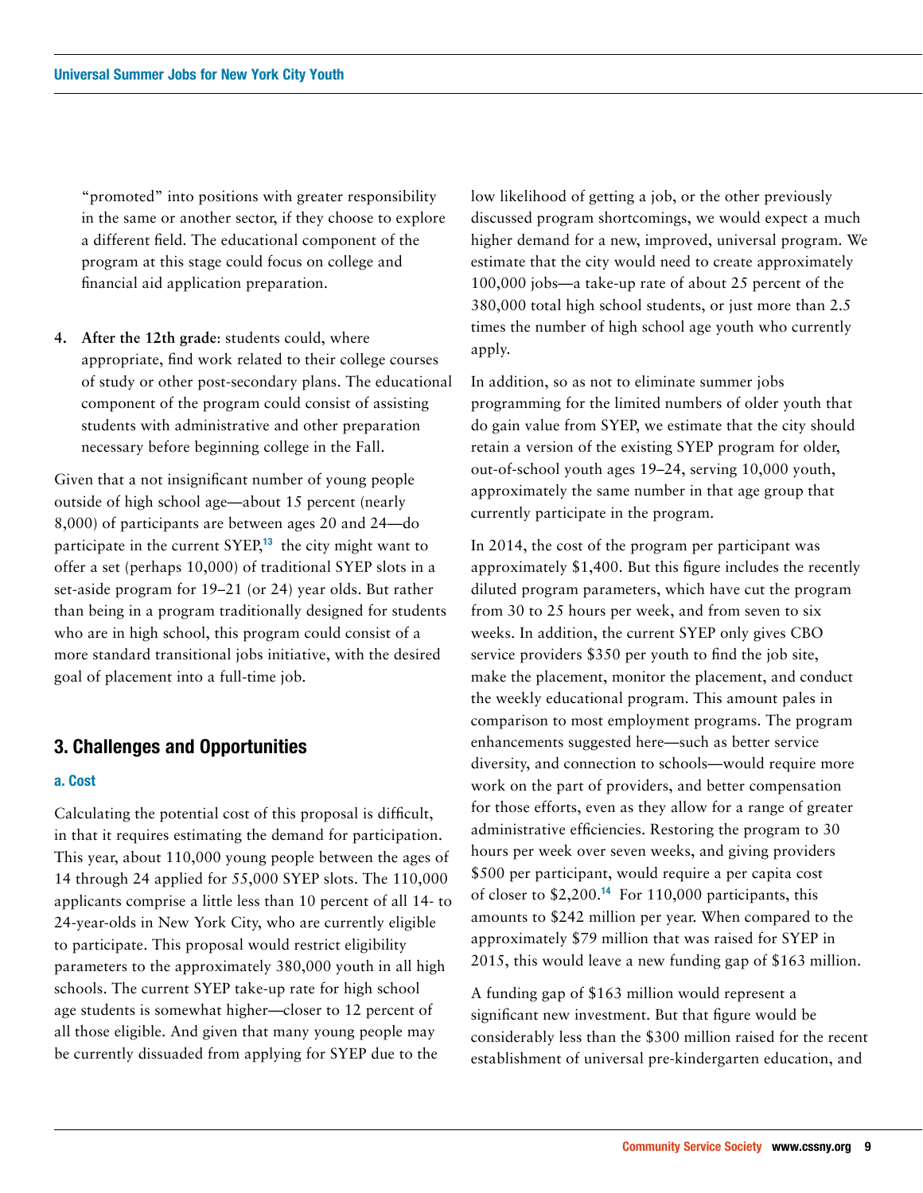"promoted" into positions with greater responsibility in the same or another sector, if they choose to explore a different field. The educational component of the program at this stage could focus on college and financial aid application preparation.

4. **After the 12th grade**: students could, where appropriate, find work related to their college courses of study or other post-secondary plans. The educational component of the program could consist of assisting students with administrative and other preparation necessary before beginning college in the Fall.

Given that a not insignificant number of young people outside of high school age—about 15 percent (nearly 8,000) of participants are between ages 20 and 24—do participate in the current SYEP,[13] the city might want to offer a set (perhaps 10,000) of traditional SYEP slots in a set-aside program for 19–21 (or 24) year olds. But rather than being in a program traditionally designed for students who are in high school, this program could consist of a more standard transitional jobs initiative, with the desired goal of placement into a full-time job.

## 3. Challenges and Opportunities

### a. Cost

Calculating the potential cost of this proposal is difficult, in that it requires estimating the demand for participation. This year, about 110,000 young people between the ages of 14 through 24 applied for 55,000 SYEP slots. The 110,000 applicants comprise a little less than 10 percent of all 14- to 24-year-olds in New York City, who are currently eligible to participate. This proposal would restrict eligibility parameters to the approximately 380,000 youth in all high schools. The current SYEP take-up rate for high school age students is somewhat higher—closer to 12 percent of all those eligible. And given that many young people may be currently dissuaded from applying for SYEP due to the low likelihood of getting a job, or the other previously discussed program shortcomings, we would expect a much higher demand for a new, improved, universal program. We estimate that the city would need to create approximately 100,000 jobs—a take-up rate of about 25 percent of the 380,000 total high school students, or just more than 2.5 times the number of high school age youth who currently apply.

In addition, so as not to eliminate summer jobs programming for the limited numbers of older youth that do gain value from SYEP, we estimate that the city should retain a version of the existing SYEP program for older, out-of-school youth ages 19–24, serving 10,000 youth, approximately the same number in that age group that currently participate in the program.

In 2014, the cost of the program per participant was approximately $1,400. But this figure includes the recently diluted program parameters, which have cut the program from 30 to 25 hours per week, and from seven to six weeks. In addition, the current SYEP only gives CBO service providers $350 per youth to find the job site, make the placement, monitor the placement, and conduct the weekly educational program. This amount pales in comparison to most employment programs. The program enhancements suggested here—such as better service diversity, and connection to schools—would require more work on the part of providers, and better compensation for those efforts, even as they allow for a range of greater administrative efficiencies. Restoring the program to 30 hours per week over seven weeks, and giving providers $500 per participant, would require a per capita cost of closer to $2,200.[14] For 110,000 participants, this amounts to $242 million per year. When compared to the approximately $79 million that was raised for SYEP in 2015, this would leave a new funding gap of $163 million.

A funding gap of $163 million would represent a significant new investment. But that figure would be considerably less than the $300 million raised for the recent establishment of universal pre-kindergarten education, and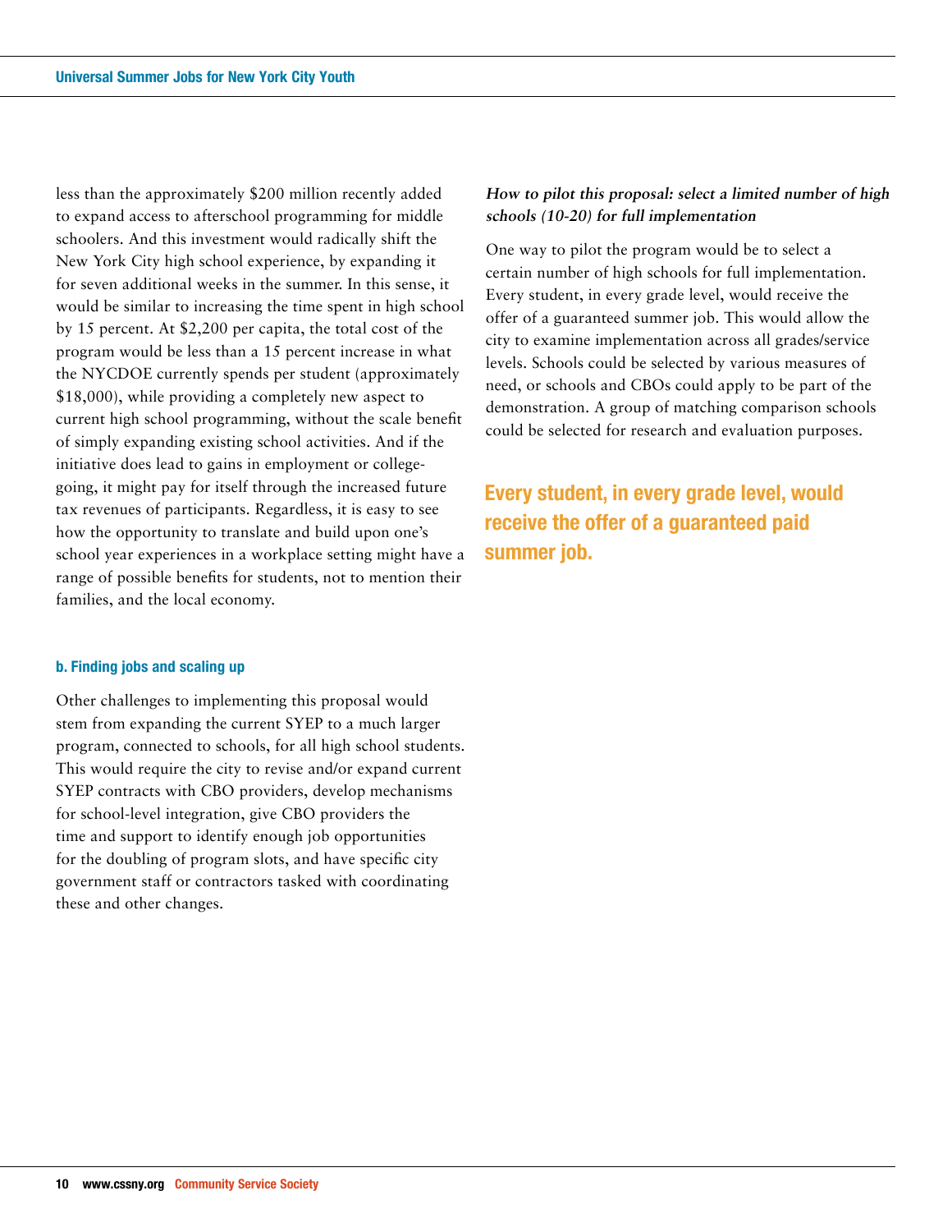less than the approximately $200 million recently added to expand access to afterschool programming for middle schoolers. And this investment would radically shift the New York City high school experience, by expanding it for seven additional weeks in the summer. In this sense, it would be similar to increasing the time spent in high school by 15 percent. At $2,200 per capita, the total cost of the program would be less than a 15 percent increase in what the NYCDOE currently spends per student (approximately $18,000), while providing a completely new aspect to current high school programming, without the scale benefit of simply expanding existing school activities. And if the initiative does lead to gains in employment or college-going, it might pay for itself through the increased future tax revenues of participants. Regardless, it is easy to see how the opportunity to translate and build upon one's school year experiences in a workplace setting might have a range of possible benefits for students, not to mention their families, and the local economy.

#### b. Finding jobs and scaling up

Other challenges to implementing this proposal would stem from expanding the current SYEP to a much larger program, connected to schools, for all high school students. This would require the city to revise and/or expand current SYEP contracts with CBO providers, develop mechanisms for school-level integration, give CBO providers the time and support to identify enough job opportunities for the doubling of program slots, and have specific city government staff or contractors tasked with coordinating these and other changes.

***How to pilot this proposal: select a limited number of high schools (10-20) for full implementation***

One way to pilot the program would be to select a certain number of high schools for full implementation. Every student, in every grade level, would receive the offer of a guaranteed summer job. This would allow the city to examine implementation across all grades/service levels. Schools could be selected by various measures of need, or schools and CBOs could apply to be part of the demonstration. A group of matching comparison schools could be selected for research and evaluation purposes.

**Every student, in every grade level, would receive the offer of a guaranteed paid summer job.**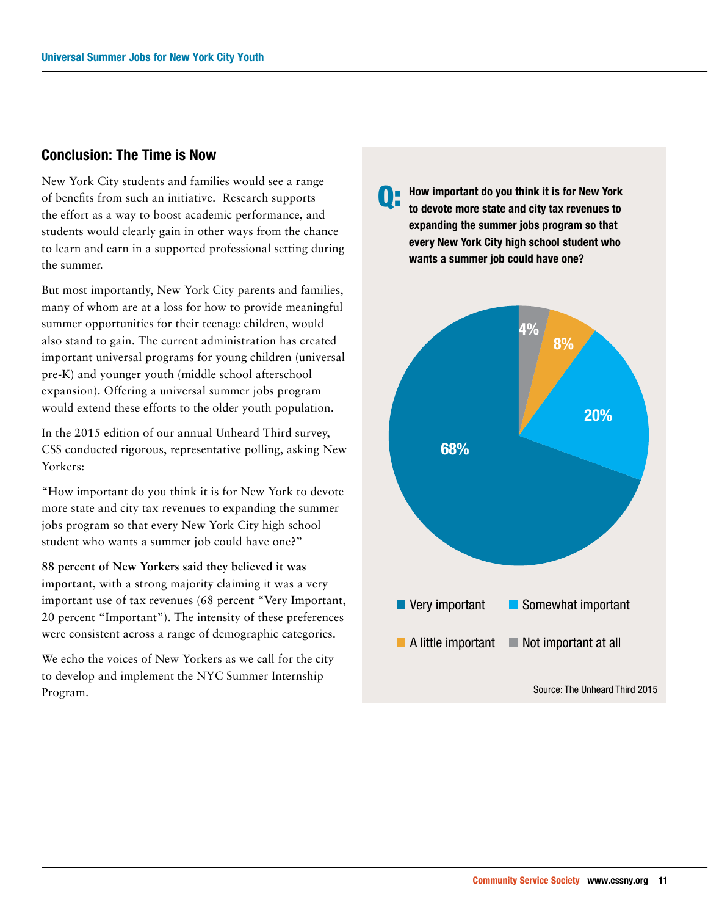## Conclusion: The Time is Now

New York City students and families would see a range of benefits from such an initiative. Research supports the effort as a way to boost academic performance, and students would clearly gain in other ways from the chance to learn and earn in a supported professional setting during the summer.

But most importantly, New York City parents and families, many of whom are at a loss for how to provide meaningful summer opportunities for their teenage children, would also stand to gain. The current administration has created important universal programs for young children (universal pre-K) and younger youth (middle school afterschool expansion). Offering a universal summer jobs program would extend these efforts to the older youth population.

In the 2015 edition of our annual Unheard Third survey, CSS conducted rigorous, representative polling, asking New Yorkers:

"How important do you think it is for New York to devote more state and city tax revenues to expanding the summer jobs program so that every New York City high school student who wants a summer job could have one?"

**88 percent of New Yorkers said they believed it was important,** with a strong majority claiming it was a very important use of tax revenues (68 percent "Very Important, 20 percent "Important"). The intensity of these preferences were consistent across a range of demographic categories.

We echo the voices of New Yorkers as we call for the city to develop and implement the NYC Summer Internship Program.

**Q: How important do you think it is for New York to devote more state and city tax revenues to expanding the summer jobs program so that every New York City high school student who wants a summer job could have one?**

| Response | Percent |
|---|---|
| Very important | 68% |
| Somewhat important | 20% |
| A little important | 8% |
| Not important at all | 4% |

Source: The Unheard Third 2015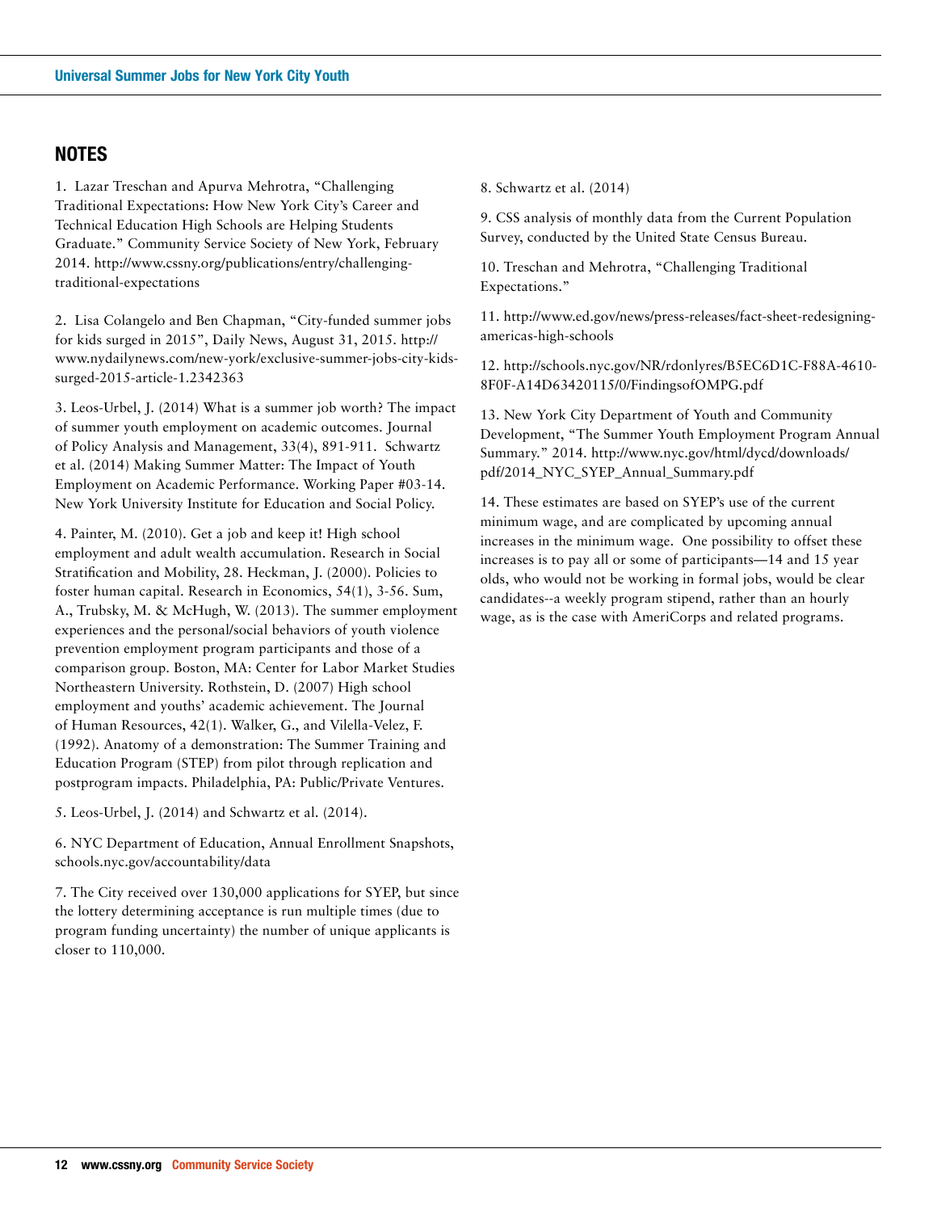## NOTES

1. Lazar Treschan and Apurva Mehrotra, "Challenging Traditional Expectations: How New York City's Career and Technical Education High Schools are Helping Students Graduate." Community Service Society of New York, February 2014. http://www.cssny.org/publications/entry/challenging-traditional-expectations

2. Lisa Colangelo and Ben Chapman, "City-funded summer jobs for kids surged in 2015", Daily News, August 31, 2015. http://www.nydailynews.com/new-york/exclusive-summer-jobs-city-kids-surged-2015-article-1.2342363

3. Leos-Urbel, J. (2014) What is a summer job worth? The impact of summer youth employment on academic outcomes. Journal of Policy Analysis and Management, 33(4), 891-911. Schwartz et al. (2014) Making Summer Matter: The Impact of Youth Employment on Academic Performance. Working Paper #03-14. New York University Institute for Education and Social Policy.

4. Painter, M. (2010). Get a job and keep it! High school employment and adult wealth accumulation. Research in Social Stratification and Mobility, 28. Heckman, J. (2000). Policies to foster human capital. Research in Economics, 54(1), 3-56. Sum, A., Trubsky, M. & McHugh, W. (2013). The summer employment experiences and the personal/social behaviors of youth violence prevention employment program participants and those of a comparison group. Boston, MA: Center for Labor Market Studies Northeastern University. Rothstein, D. (2007) High school employment and youths' academic achievement. The Journal of Human Resources, 42(1). Walker, G., and Vilella-Velez, F. (1992). Anatomy of a demonstration: The Summer Training and Education Program (STEP) from pilot through replication and postprogram impacts. Philadelphia, PA: Public/Private Ventures.

5. Leos-Urbel, J. (2014) and Schwartz et al. (2014).

6. NYC Department of Education, Annual Enrollment Snapshots, schools.nyc.gov/accountability/data

7. The City received over 130,000 applications for SYEP, but since the lottery determining acceptance is run multiple times (due to program funding uncertainty) the number of unique applicants is closer to 110,000.

8. Schwartz et al. (2014)

9. CSS analysis of monthly data from the Current Population Survey, conducted by the United State Census Bureau.

10. Treschan and Mehrotra, "Challenging Traditional Expectations."

11. http://www.ed.gov/news/press-releases/fact-sheet-redesigning-americas-high-schools

12. http://schools.nyc.gov/NR/rdonlyres/B5EC6D1C-F88A-4610-8F0F-A14D63420115/0/FindingsofOMPG.pdf

13. New York City Department of Youth and Community Development, "The Summer Youth Employment Program Annual Summary." 2014. http://www.nyc.gov/html/dycd/downloads/pdf/2014_NYC_SYEP_Annual_Summary.pdf

14. These estimates are based on SYEP's use of the current minimum wage, and are complicated by upcoming annual increases in the minimum wage. One possibility to offset these increases is to pay all or some of participants—14 and 15 year olds, who would not be working in formal jobs, would be clear candidates--a weekly program stipend, rather than an hourly wage, as is the case with AmeriCorps and related programs.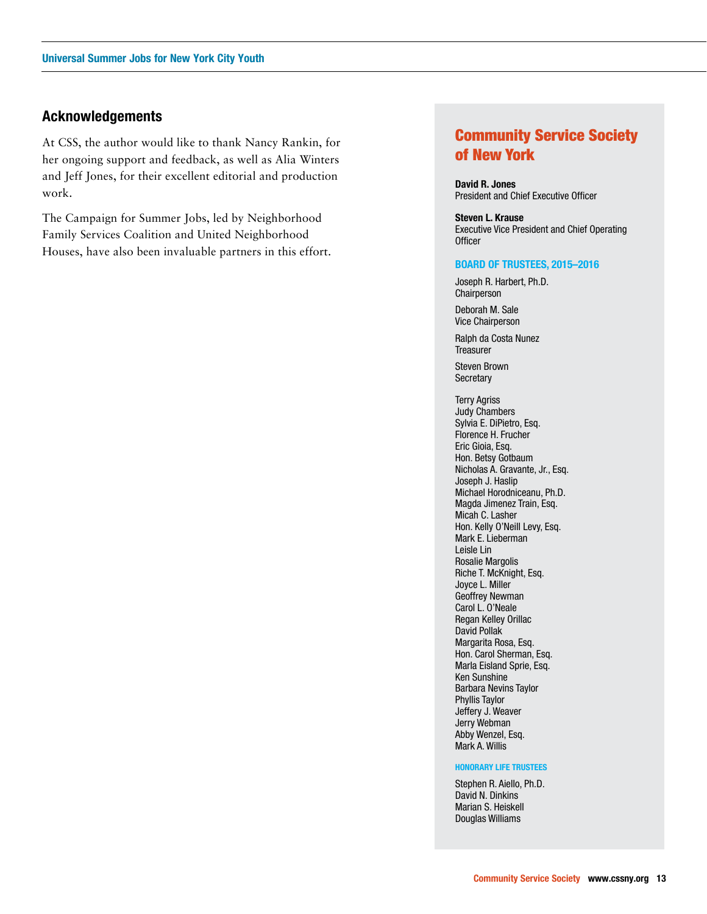## Acknowledgements

At CSS, the author would like to thank Nancy Rankin, for her ongoing support and feedback, as well as Alia Winters and Jeff Jones, for their excellent editorial and production work.

The Campaign for Summer Jobs, led by Neighborhood Family Services Coalition and United Neighborhood Houses, have also been invaluable partners in this effort.

## Community Service Society of New York

**David R. Jones**
President and Chief Executive Officer

**Steven L. Krause**
Executive Vice President and Chief Operating Officer

### BOARD OF TRUSTEES, 2015–2016

Joseph R. Harbert, Ph.D.
Chairperson

Deborah M. Sale
Vice Chairperson

Ralph da Costa Nunez
Treasurer

Steven Brown
Secretary

Terry Agriss
Judy Chambers
Sylvia E. DiPietro, Esq.
Florence H. Frucher
Eric Gioia, Esq.
Hon. Betsy Gotbaum
Nicholas A. Gravante, Jr., Esq.
Joseph J. Haslip
Michael Horodniceanu, Ph.D.
Magda Jimenez Train, Esq.
Micah C. Lasher
Hon. Kelly O'Neill Levy, Esq.
Mark E. Lieberman
Leisle Lin
Rosalie Margolis
Riche T. McKnight, Esq.
Joyce L. Miller
Geoffrey Newman
Carol L. O'Neale
Regan Kelley Orillac
David Pollak
Margarita Rosa, Esq.
Hon. Carol Sherman, Esq.
Marla Eisland Sprie, Esq.
Ken Sunshine
Barbara Nevins Taylor
Phyllis Taylor
Jeffery J. Weaver
Jerry Webman
Abby Wenzel, Esq.
Mark A. Willis

#### HONORARY LIFE TRUSTEES

Stephen R. Aiello, Ph.D.
David N. Dinkins
Marian S. Heiskell
Douglas Williams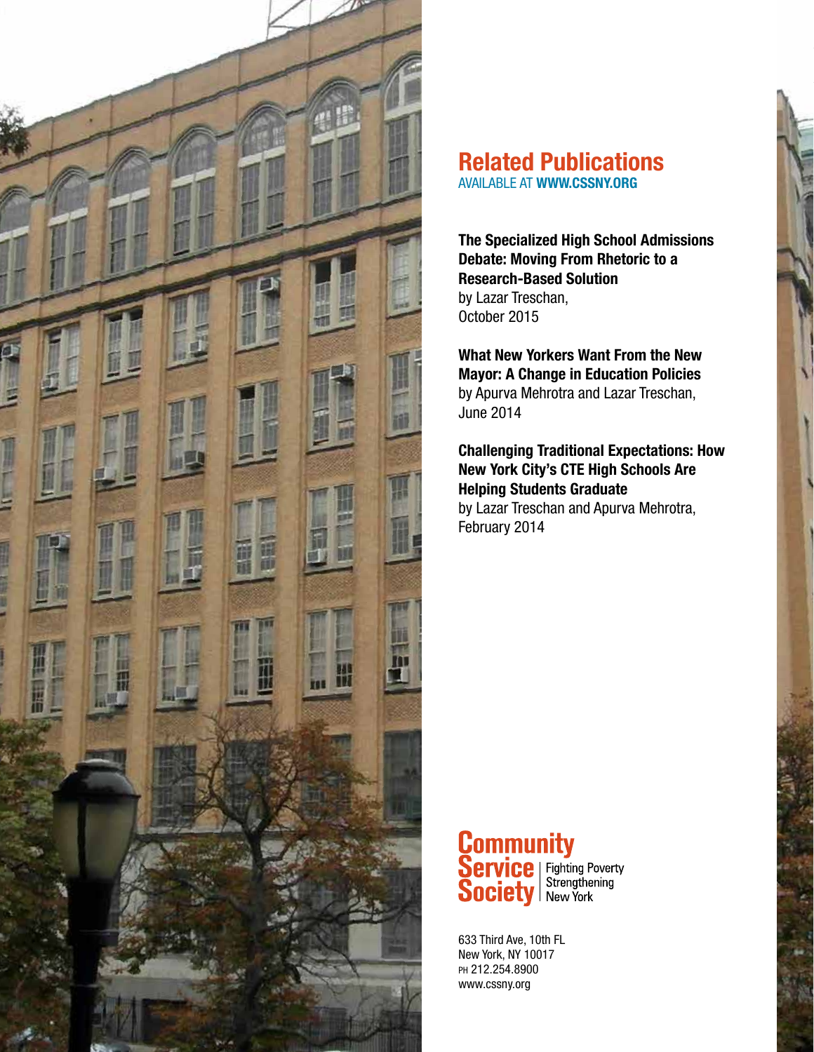## Related Publications

AVAILABLE AT **WWW.CSSNY.ORG**

**The Specialized High School Admissions Debate: Moving From Rhetoric to a Research-Based Solution**
by Lazar Treschan,
October 2015

**What New Yorkers Want From the New Mayor: A Change in Education Policies**
by Apurva Mehrotra and Lazar Treschan,
June 2014

**Challenging Traditional Expectations: How New York City's CTE High Schools Are Helping Students Graduate**
by Lazar Treschan and Apurva Mehrotra,
February 2014

**Community Service Society** | Fighting Poverty Strengthening New York

633 Third Ave, 10th FL
New York, NY 10017
PH 212.254.8900
www.cssny.org